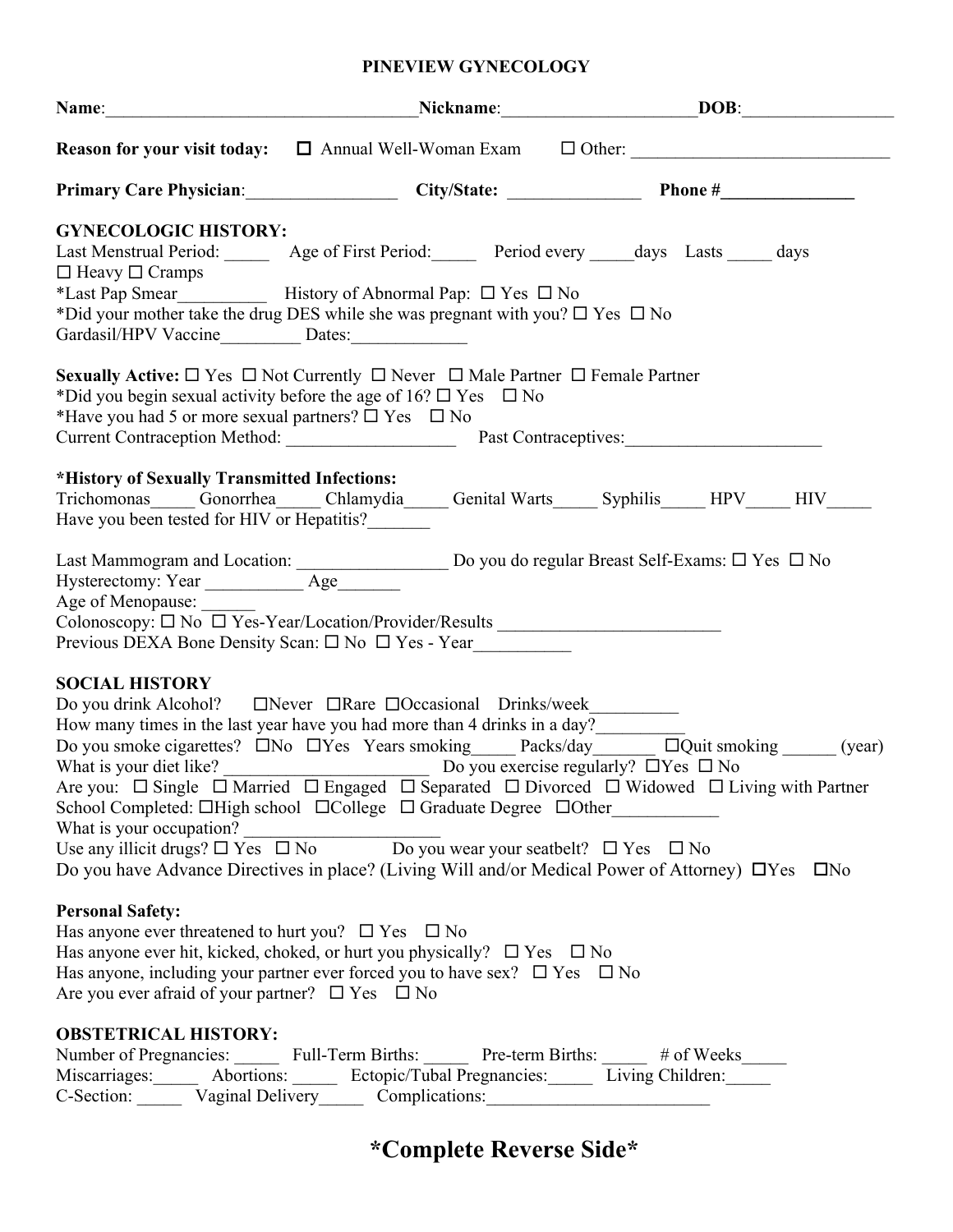# PINEVIEW GYNECOLOGY

**Name**:___________________________________**Nickname**:_____________________**DOB**:_________________

**Reason for your visit today:** ☐ Annual Well-Woman Exam ☐ Other: _____________________________

**Primary Care Physician**:_________________ **City/State:** _______________ **Phone #**_______________

## GYNECOLOGIC HISTORY:

Last Menstrual Period: _____ Age of First Period:_____ Period every _____days Lasts _____ days
☐ Heavy ☐ Cramps
*Last Pap Smear__________ History of Abnormal Pap: ☐ Yes ☐ No
*Did your mother take the drug DES while she was pregnant with you? ☐ Yes ☐ No
Gardasil/HPV Vaccine_________ Dates:_____________

**Sexually Active:** ☐ Yes ☐ Not Currently ☐ Never ☐ Male Partner ☐ Female Partner
*Did you begin sexual activity before the age of 16? ☐ Yes ☐ No
*Have you had 5 or more sexual partners? ☐ Yes ☐ No
Current Contraception Method: ___________________ Past Contraceptives:______________________

**\*History of Sexually Transmitted Infections:**
Trichomonas_____ Gonorrhea_____ Chlamydia_____ Genital Warts_____ Syphilis_____ HPV_____ HIV_____
Have you been tested for HIV or Hepatitis?_______

Last Mammogram and Location: _________________ Do you do regular Breast Self-Exams: ☐ Yes ☐ No
Hysterectomy: Year ___________ Age_______
Age of Menopause: ______
Colonoscopy: ☐ No ☐ Yes-Year/Location/Provider/Results _________________________
Previous DEXA Bone Density Scan: ☐ No ☐ Yes - Year___________

## SOCIAL HISTORY

Do you drink Alcohol? ☐Never ☐Rare ☐Occasional Drinks/week__________
How many times in the last year have you had more than 4 drinks in a day?__________
Do you smoke cigarettes? ☐No ☐Yes Years smoking_____ Packs/day_______ ☐Quit smoking ______ (year)
What is your diet like? _______________________ Do you exercise regularly? ☐Yes ☐ No
Are you: ☐ Single ☐ Married ☐ Engaged ☐ Separated ☐ Divorced ☐ Widowed ☐ Living with Partner
School Completed: ☐High school ☐College ☐ Graduate Degree ☐Other____________
What is your occupation? ______________________
Use any illicit drugs? ☐ Yes ☐ No Do you wear your seatbelt? ☐ Yes ☐ No
Do you have Advance Directives in place? (Living Will and/or Medical Power of Attorney) ☐Yes ☐No

### Personal Safety:

Has anyone ever threatened to hurt you? ☐ Yes ☐ No
Has anyone ever hit, kicked, choked, or hurt you physically? ☐ Yes ☐ No
Has anyone, including your partner ever forced you to have sex? ☐ Yes ☐ No
Are you ever afraid of your partner? ☐ Yes ☐ No

## OBSTETRICAL HISTORY:

Number of Pregnancies: _____ Full-Term Births: _____ Pre-term Births: _____ # of Weeks_____
Miscarriages:_____ Abortions: _____ Ectopic/Tubal Pregnancies:_____ Living Children:_____
C-Section: _____ Vaginal Delivery_____ Complications:_________________________

# *Complete Reverse Side*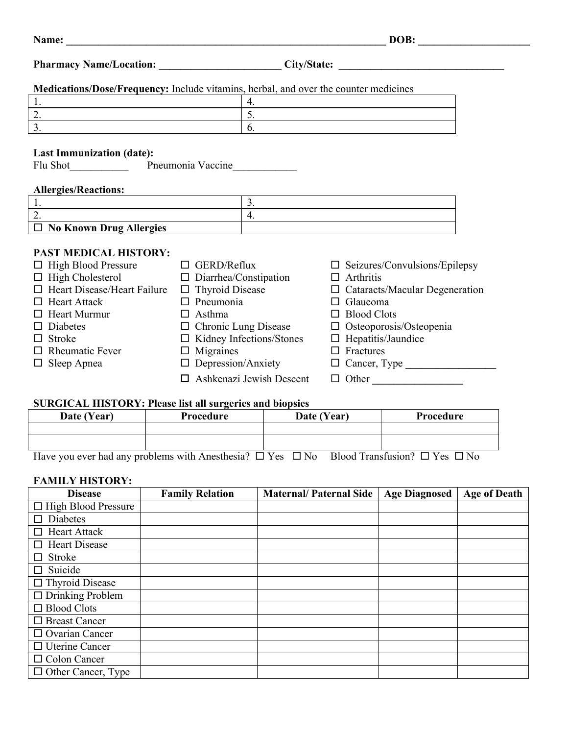**Name:** ______________________________________________ **DOB:** ____________________

**Pharmacy Name/Location:** ______________________ **City/State:** ______________________________

**Medications/Dose/Frequency:** Include vitamins, herbal, and over the counter medicines

| | |
|---|---|
| 1. | 4. |
| 2. | 5. |
| 3. | 6. |

**Last Immunization (date):**

Flu Shot___________ Pneumonia Vaccine____________

**Allergies/Reactions:**

| | |
|---|---|
| 1. | 3. |
| 2. | 4. |
| ☐ **No Known Drug Allergies** | |

**PAST MEDICAL HISTORY:**

- ☐ High Blood Pressure
- ☐ High Cholesterol
- ☐ Heart Disease/Heart Failure
- ☐ Heart Attack
- ☐ Heart Murmur
- ☐ Diabetes
- ☐ Stroke
- ☐ Rheumatic Fever
- ☐ Sleep Apnea
- ☐ GERD/Reflux
- ☐ Diarrhea/Constipation
- ☐ Thyroid Disease
- ☐ Pneumonia
- ☐ Asthma
- ☐ Chronic Lung Disease
- ☐ Kidney Infections/Stones
- ☐ Migraines
- ☐ Depression/Anxiety
- ☐ Ashkenazi Jewish Descent
- ☐ Seizures/Convulsions/Epilepsy
- ☐ Arthritis
- ☐ Cataracts/Macular Degeneration
- ☐ Glaucoma
- ☐ Blood Clots
- ☐ Osteoporosis/Osteopenia
- ☐ Hepatitis/Jaundice
- ☐ Fractures
- ☐ Cancer, Type _________________
- ☐ Other _________________

**SURGICAL HISTORY: Please list all surgeries and biopsies**

| Date (Year) | Procedure | Date (Year) | Procedure |
|---|---|---|---|
| | | | |
| | | | |

Have you ever had any problems with Anesthesia? ☐ Yes ☐ No Blood Transfusion? ☐ Yes ☐ No

**FAMILY HISTORY:**

| Disease | Family Relation | Maternal/ Paternal Side | Age Diagnosed | Age of Death |
|---|---|---|---|---|
| ☐ High Blood Pressure | | | | |
| ☐ Diabetes | | | | |
| ☐ Heart Attack | | | | |
| ☐ Heart Disease | | | | |
| ☐ Stroke | | | | |
| ☐ Suicide | | | | |
| ☐ Thyroid Disease | | | | |
| ☐ Drinking Problem | | | | |
| ☐ Blood Clots | | | | |
| ☐ Breast Cancer | | | | |
| ☐ Ovarian Cancer | | | | |
| ☐ Uterine Cancer | | | | |
| ☐ Colon Cancer | | | | |
| ☐ Other Cancer, Type | | | | |